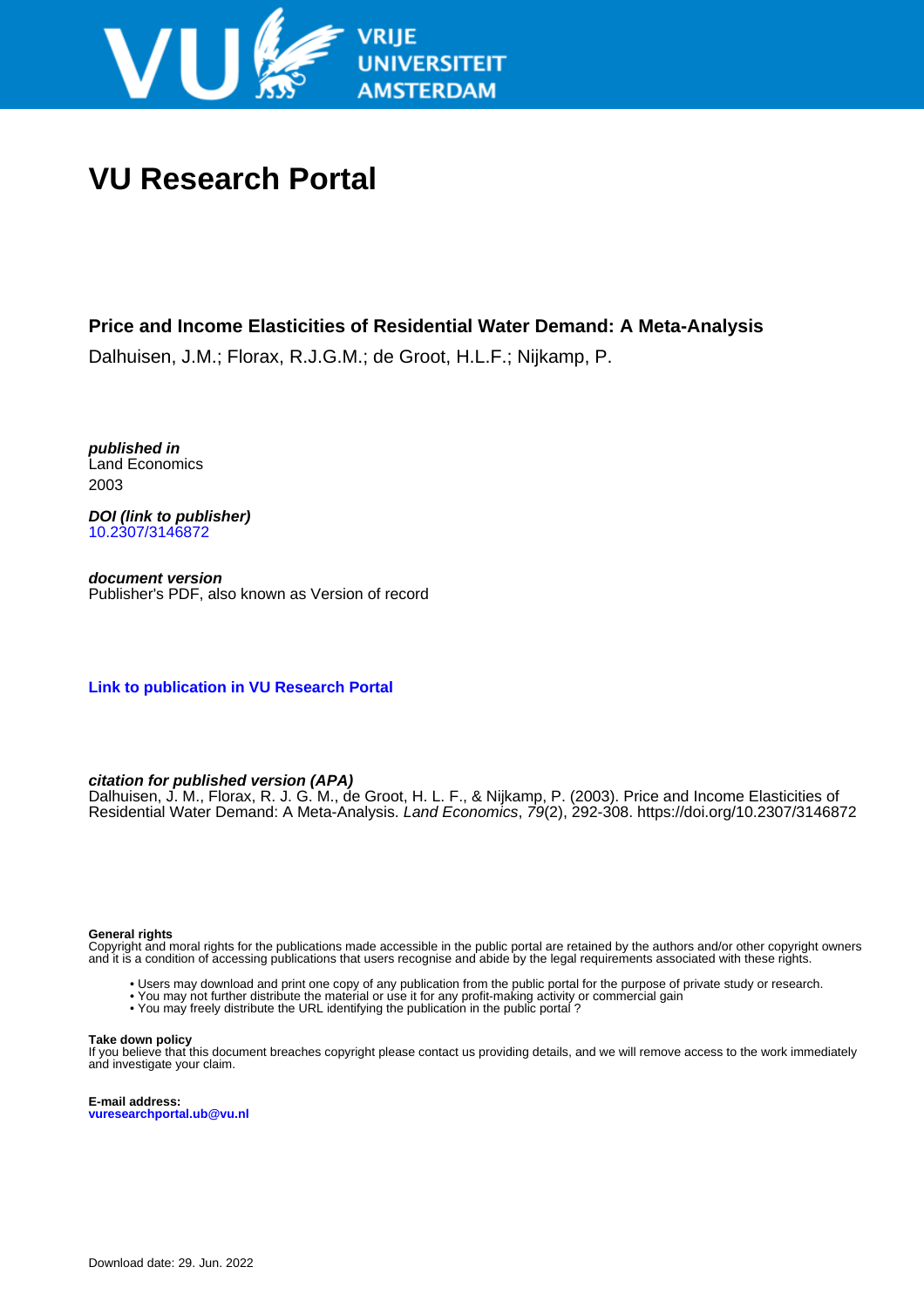# VU Research Portal

### Price and Income Elasticities of Residential Water Demand: A Meta-Analysis

Dalhuisen, J.M.; Florax, R.J.G.M.; de Groot, H.L.F.; Nijkamp, P.

***published in***
Land Economics
2003

***DOI (link to publisher)***
10.2307/3146872

***document version***
Publisher's PDF, also known as Version of record

**Link to publication in VU Research Portal**

***citation for published version (APA)***
Dalhuisen, J. M., Florax, R. J. G. M., de Groot, H. L. F., & Nijkamp, P. (2003). Price and Income Elasticities of Residential Water Demand: A Meta-Analysis. *Land Economics*, *79*(2), 292-308. https://doi.org/10.2307/3146872

**General rights**
Copyright and moral rights for the publications made accessible in the public portal are retained by the authors and/or other copyright owners and it is a condition of accessing publications that users recognise and abide by the legal requirements associated with these rights.

- Users may download and print one copy of any publication from the public portal for the purpose of private study or research.
- You may not further distribute the material or use it for any profit-making activity or commercial gain
- You may freely distribute the URL identifying the publication in the public portal ?

**Take down policy**
If you believe that this document breaches copyright please contact us providing details, and we will remove access to the work immediately and investigate your claim.

**E-mail address:**
vuresearchportal.ub@vu.nl

Download date: 29. Jun. 2022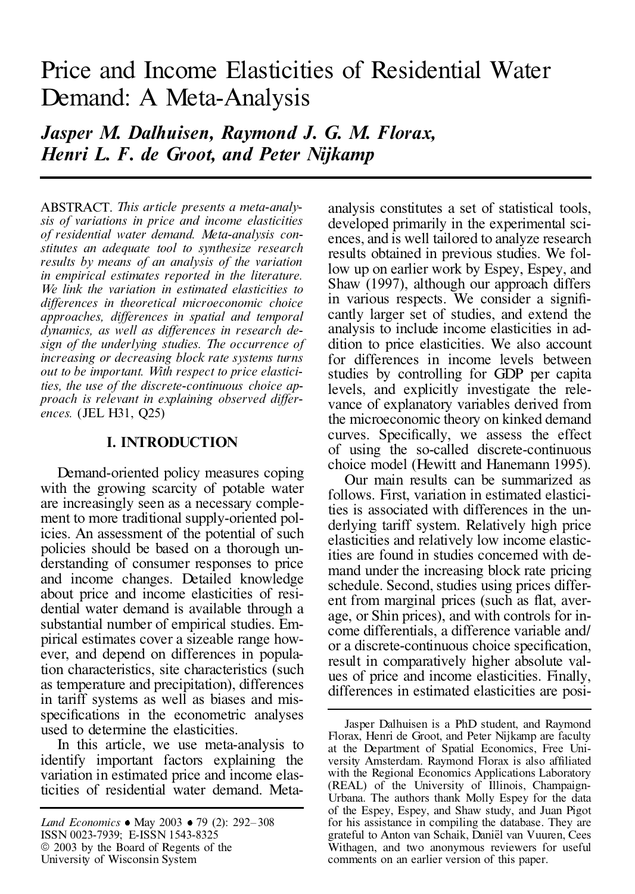# Price and Income Elasticities of Residential Water Demand: A Meta-Analysis

***Jasper M. Dalhuisen, Raymond J. G. M. Florax, Henri L. F. de Groot, and Peter Nijkamp***

ABSTRACT. *This article presents a meta-analysis of variations in price and income elasticities of residential water demand. Meta-analysis constitutes an adequate tool to synthesize research results by means of an analysis of the variation in empirical estimates reported in the literature. We link the variation in estimated elasticities to differences in theoretical microeconomic choice approaches, differences in spatial and temporal dynamics, as well as differences in research design of the underlying studies. The occurrence of increasing or decreasing block rate systems turns out to be important. With respect to price elasticities, the use of the discrete-continuous choice approach is relevant in explaining observed differences.* (JEL H31, Q25)

## I. INTRODUCTION

Demand-oriented policy measures coping with the growing scarcity of potable water are increasingly seen as a necessary complement to more traditional supply-oriented policies. An assessment of the potential of such policies should be based on a thorough understanding of consumer responses to price and income changes. Detailed knowledge about price and income elasticities of residential water demand is available through a substantial number of empirical studies. Empirical estimates cover a sizeable range however, and depend on differences in population characteristics, site characteristics (such as temperature and precipitation), differences in tariff systems as well as biases and misspecifications in the econometric analyses used to determine the elasticities.

In this article, we use meta-analysis to identify important factors explaining the variation in estimated price and income elasticities of residential water demand. Meta-analysis constitutes a set of statistical tools, developed primarily in the experimental sciences, and is well tailored to analyze research results obtained in previous studies. We follow up on earlier work by Espey, Espey, and Shaw (1997), although our approach differs in various respects. We consider a significantly larger set of studies, and extend the analysis to include income elasticities in addition to price elasticities. We also account for differences in income levels between studies by controlling for GDP per capita levels, and explicitly investigate the relevance of explanatory variables derived from the microeconomic theory on kinked demand curves. Specifically, we assess the effect of using the so-called discrete-continuous choice model (Hewitt and Hanemann 1995).

Our main results can be summarized as follows. First, variation in estimated elasticities is associated with differences in the underlying tariff system. Relatively high price elasticities and relatively low income elasticities are found in studies concerned with demand under the increasing block rate pricing schedule. Second, studies using prices different from marginal prices (such as flat, average, or Shin prices), and with controls for income differentials, a difference variable and/or a discrete-continuous choice specification, result in comparatively higher absolute values of price and income elasticities. Finally, differences in estimated elasticities are posi-

---

*Land Economics* • May 2003 • 79 (2): 292–308
ISSN 0023-7939; E-ISSN 1543-8325
© 2003 by the Board of Regents of the University of Wisconsin System

Jasper Dalhuisen is a PhD student, and Raymond Florax, Henri de Groot, and Peter Nijkamp are faculty at the Department of Spatial Economics, Free University Amsterdam. Raymond Florax is also affiliated with the Regional Economics Applications Laboratory (REAL) of the University of Illinois, Champaign-Urbana. The authors thank Molly Espey for the data of the Espey, Espey, and Shaw study, and Juan Pigot for his assistance in compiling the database. They are grateful to Anton van Schaik, Daniël van Vuuren, Cees Withagen, and two anonymous reviewers for useful comments on an earlier version of this paper.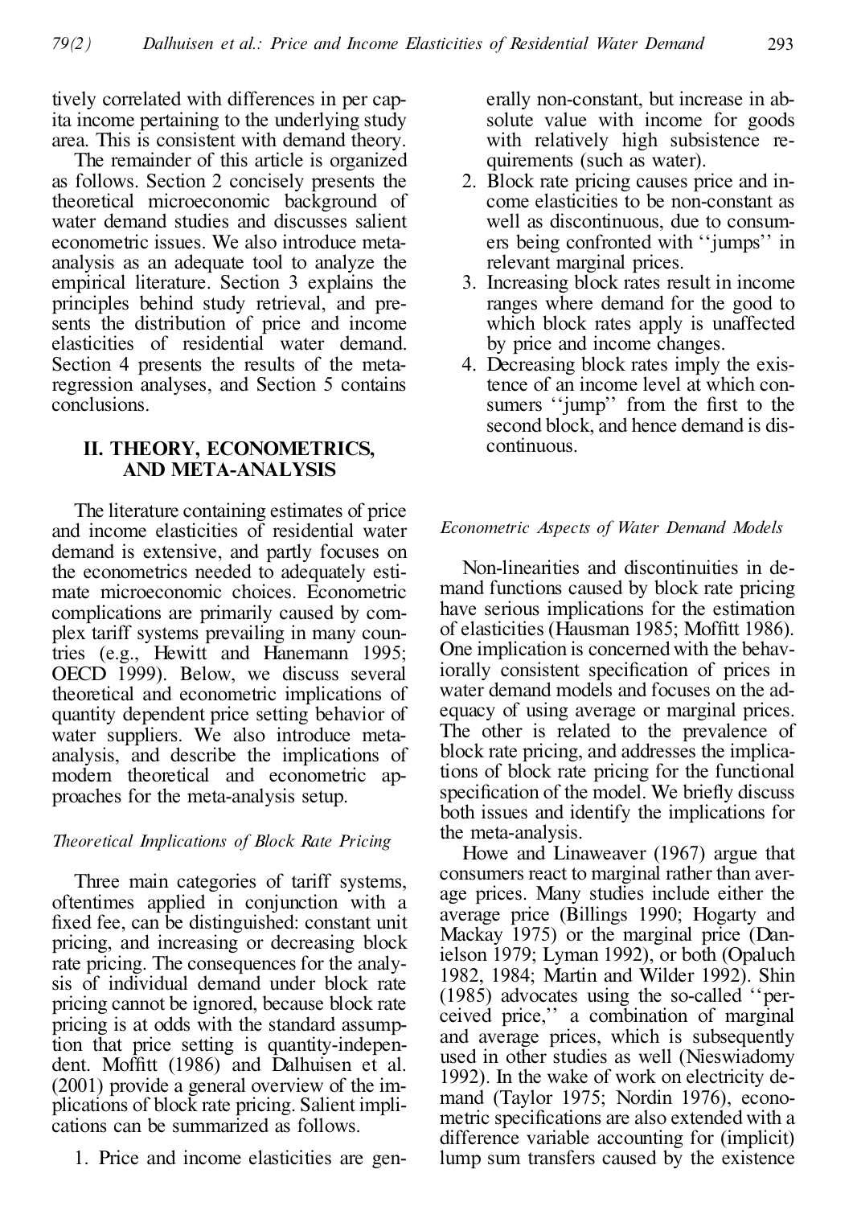tively correlated with differences in per capita income pertaining to the underlying study area. This is consistent with demand theory.

The remainder of this article is organized as follows. Section 2 concisely presents the theoretical microeconomic background of water demand studies and discusses salient econometric issues. We also introduce meta-analysis as an adequate tool to analyze the empirical literature. Section 3 explains the principles behind study retrieval, and presents the distribution of price and income elasticities of residential water demand. Section 4 presents the results of the meta-regression analyses, and Section 5 contains conclusions.

## II. THEORY, ECONOMETRICS, AND META-ANALYSIS

The literature containing estimates of price and income elasticities of residential water demand is extensive, and partly focuses on the econometrics needed to adequately estimate microeconomic choices. Econometric complications are primarily caused by complex tariff systems prevailing in many countries (e.g., Hewitt and Hanemann 1995; OECD 1999). Below, we discuss several theoretical and econometric implications of quantity dependent price setting behavior of water suppliers. We also introduce meta-analysis, and describe the implications of modern theoretical and econometric approaches for the meta-analysis setup.

### *Theoretical Implications of Block Rate Pricing*

Three main categories of tariff systems, oftentimes applied in conjunction with a fixed fee, can be distinguished: constant unit pricing, and increasing or decreasing block rate pricing. The consequences for the analysis of individual demand under block rate pricing cannot be ignored, because block rate pricing is at odds with the standard assumption that price setting is quantity-independent. Moffitt (1986) and Dalhuisen et al. (2001) provide a general overview of the implications of block rate pricing. Salient implications can be summarized as follows.

1. Price and income elasticities are generally non-constant, but increase in absolute value with income for goods with relatively high subsistence requirements (such as water).
2. Block rate pricing causes price and income elasticities to be non-constant as well as discontinuous, due to consumers being confronted with ''jumps'' in relevant marginal prices.
3. Increasing block rates result in income ranges where demand for the good to which block rates apply is unaffected by price and income changes.
4. Decreasing block rates imply the existence of an income level at which consumers ''jump'' from the first to the second block, and hence demand is discontinuous.

### *Econometric Aspects of Water Demand Models*

Non-linearities and discontinuities in demand functions caused by block rate pricing have serious implications for the estimation of elasticities (Hausman 1985; Moffitt 1986). One implication is concerned with the behaviorally consistent specification of prices in water demand models and focuses on the adequacy of using average or marginal prices. The other is related to the prevalence of block rate pricing, and addresses the implications of block rate pricing for the functional specification of the model. We briefly discuss both issues and identify the implications for the meta-analysis.

Howe and Linaweaver (1967) argue that consumers react to marginal rather than average prices. Many studies include either the average price (Billings 1990; Hogarty and Mackay 1975) or the marginal price (Danielson 1979; Lyman 1992), or both (Opaluch 1982, 1984; Martin and Wilder 1992). Shin (1985) advocates using the so-called ''perceived price,'' a combination of marginal and average prices, which is subsequently used in other studies as well (Nieswiadomy 1992). In the wake of work on electricity demand (Taylor 1975; Nordin 1976), econometric specifications are also extended with a difference variable accounting for (implicit) lump sum transfers caused by the existence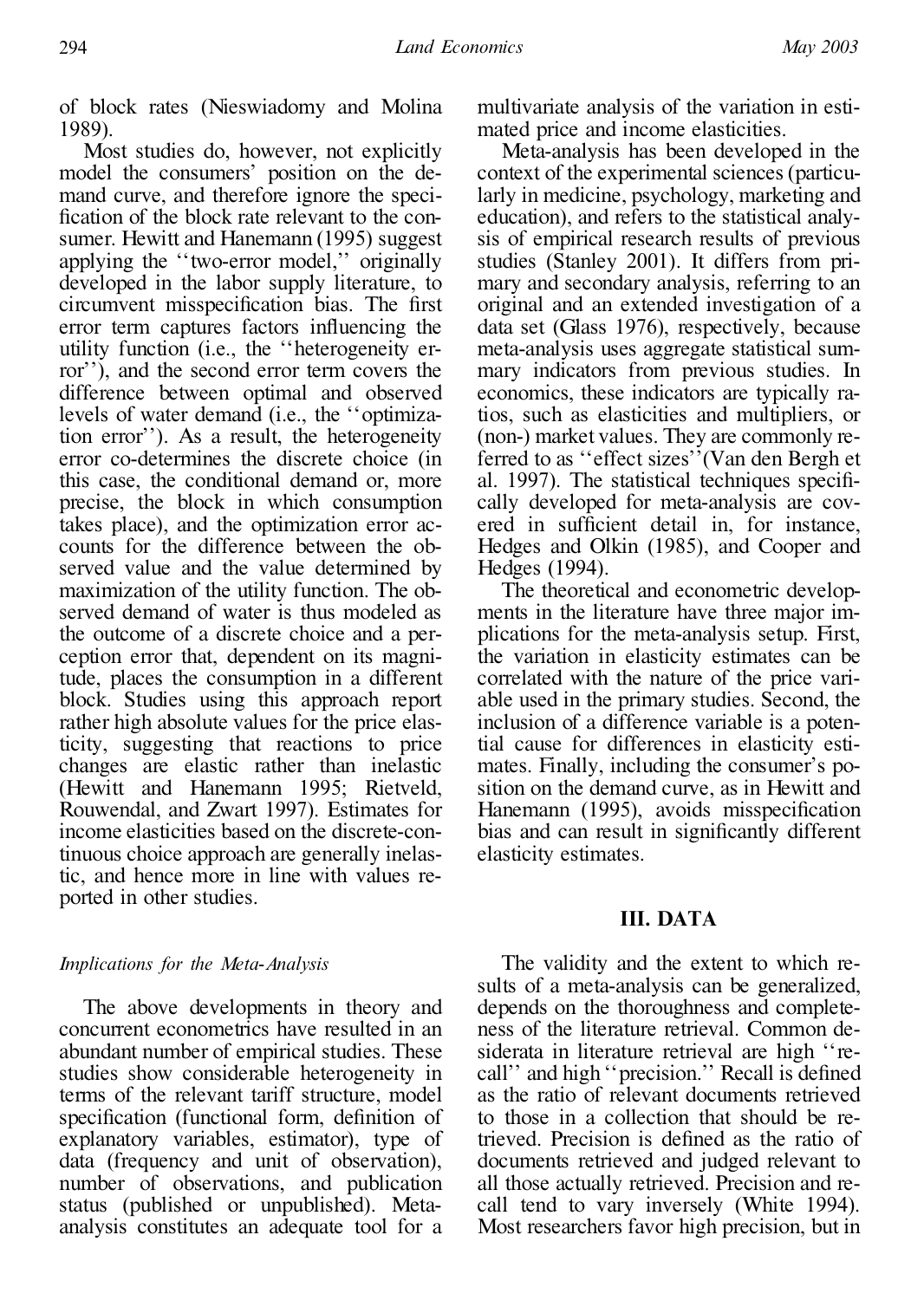of block rates (Nieswiadomy and Molina 1989).

Most studies do, however, not explicitly model the consumers' position on the demand curve, and therefore ignore the specification of the block rate relevant to the consumer. Hewitt and Hanemann (1995) suggest applying the ''two-error model,'' originally developed in the labor supply literature, to circumvent misspecification bias. The first error term captures factors influencing the utility function (i.e., the ''heterogeneity error''), and the second error term covers the difference between optimal and observed levels of water demand (i.e., the ''optimization error''). As a result, the heterogeneity error co-determines the discrete choice (in this case, the conditional demand or, more precise, the block in which consumption takes place), and the optimization error accounts for the difference between the observed value and the value determined by maximization of the utility function. The observed demand of water is thus modeled as the outcome of a discrete choice and a perception error that, dependent on its magnitude, places the consumption in a different block. Studies using this approach report rather high absolute values for the price elasticity, suggesting that reactions to price changes are elastic rather than inelastic (Hewitt and Hanemann 1995; Rietveld, Rouwendal, and Zwart 1997). Estimates for income elasticities based on the discrete-continuous choice approach are generally inelastic, and hence more in line with values reported in other studies.

### *Implications for the Meta-Analysis*

The above developments in theory and concurrent econometrics have resulted in an abundant number of empirical studies. These studies show considerable heterogeneity in terms of the relevant tariff structure, model specification (functional form, definition of explanatory variables, estimator), type of data (frequency and unit of observation), number of observations, and publication status (published or unpublished). Meta-analysis constitutes an adequate tool for a multivariate analysis of the variation in estimated price and income elasticities.

Meta-analysis has been developed in the context of the experimental sciences (particularly in medicine, psychology, marketing and education), and refers to the statistical analysis of empirical research results of previous studies (Stanley 2001). It differs from primary and secondary analysis, referring to an original and an extended investigation of a data set (Glass 1976), respectively, because meta-analysis uses aggregate statistical summary indicators from previous studies. In economics, these indicators are typically ratios, such as elasticities and multipliers, or (non-) market values. They are commonly referred to as ''effect sizes''(Van den Bergh et al. 1997). The statistical techniques specifically developed for meta-analysis are covered in sufficient detail in, for instance, Hedges and Olkin (1985), and Cooper and Hedges (1994).

The theoretical and econometric developments in the literature have three major implications for the meta-analysis setup. First, the variation in elasticity estimates can be correlated with the nature of the price variable used in the primary studies. Second, the inclusion of a difference variable is a potential cause for differences in elasticity estimates. Finally, including the consumer's position on the demand curve, as in Hewitt and Hanemann (1995), avoids misspecification bias and can result in significantly different elasticity estimates.

## III. DATA

The validity and the extent to which results of a meta-analysis can be generalized, depends on the thoroughness and completeness of the literature retrieval. Common desiderata in literature retrieval are high ''recall'' and high ''precision.'' Recall is defined as the ratio of relevant documents retrieved to those in a collection that should be retrieved. Precision is defined as the ratio of documents retrieved and judged relevant to all those actually retrieved. Precision and recall tend to vary inversely (White 1994). Most researchers favor high precision, but in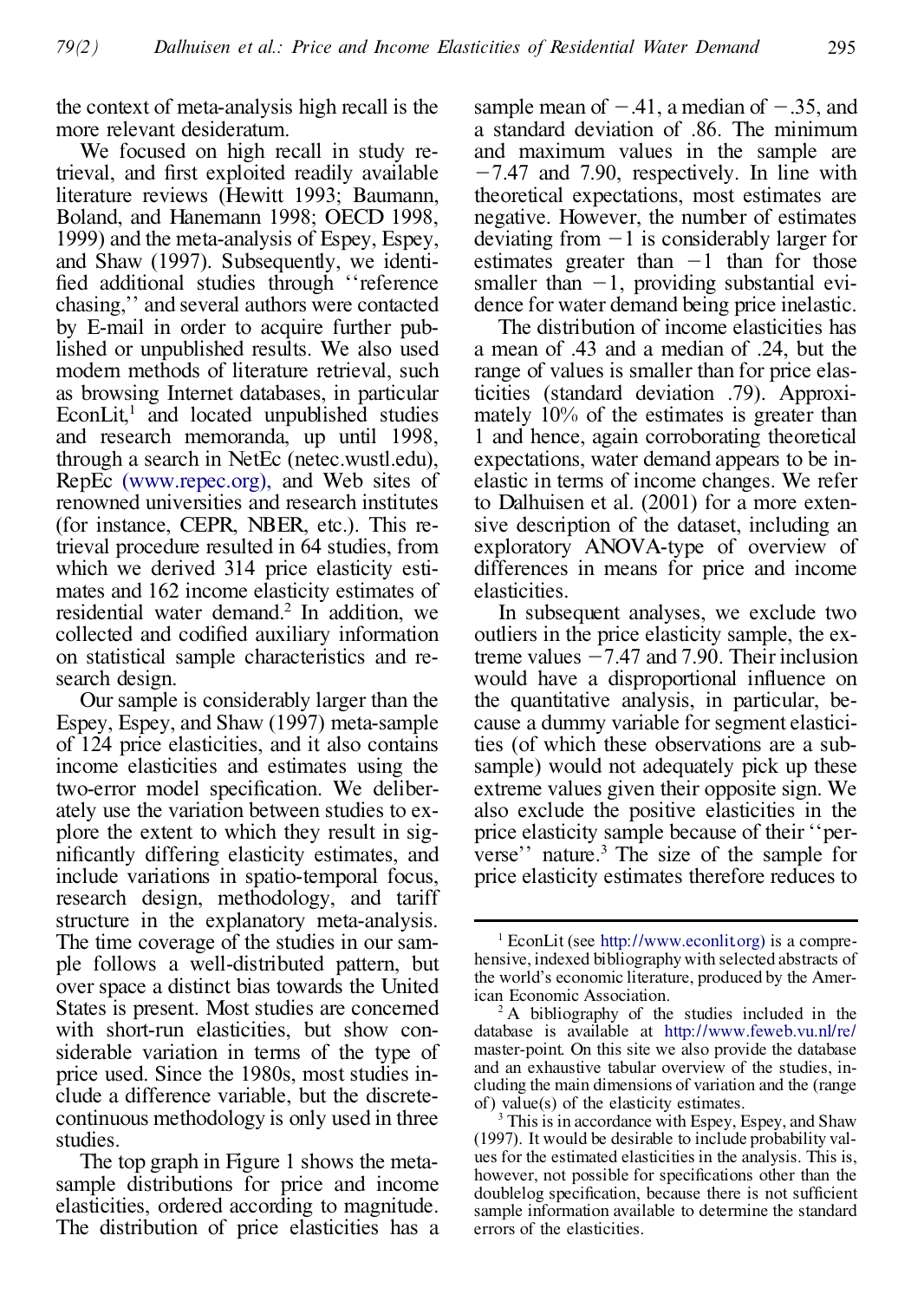the context of meta-analysis high recall is the more relevant desideratum.

We focused on high recall in study retrieval, and first exploited readily available literature reviews (Hewitt 1993; Baumann, Boland, and Hanemann 1998; OECD 1998, 1999) and the meta-analysis of Espey, Espey, and Shaw (1997). Subsequently, we identified additional studies through "reference chasing," and several authors were contacted by E-mail in order to acquire further published or unpublished results. We also used modern methods of literature retrieval, such as browsing Internet databases, in particular EconLit,[1] and located unpublished studies and research memoranda, up until 1998, through a search in NetEc (netec.wustl.edu), RepEc (www.repec.org), and Web sites of renowned universities and research institutes (for instance, CEPR, NBER, etc.). This retrieval procedure resulted in 64 studies, from which we derived 314 price elasticity estimates and 162 income elasticity estimates of residential water demand.[2] In addition, we collected and codified auxiliary information on statistical sample characteristics and research design.

Our sample is considerably larger than the Espey, Espey, and Shaw (1997) meta-sample of 124 price elasticities, and it also contains income elasticities and estimates using the two-error model specification. We deliberately use the variation between studies to explore the extent to which they result in significantly differing elasticity estimates, and include variations in spatio-temporal focus, research design, methodology, and tariff structure in the explanatory meta-analysis. The time coverage of the studies in our sample follows a well-distributed pattern, but over space a distinct bias towards the United States is present. Most studies are concerned with short-run elasticities, but show considerable variation in terms of the type of price used. Since the 1980s, most studies include a difference variable, but the discrete-continuous methodology is only used in three studies.

The top graph in Figure 1 shows the meta-sample distributions for price and income elasticities, ordered according to magnitude. The distribution of price elasticities has a sample mean of $-.41$, a median of $-.35$, and a standard deviation of .86. The minimum and maximum values in the sample are $-7.47$ and 7.90, respectively. In line with theoretical expectations, most estimates are negative. However, the number of estimates deviating from $-1$ is considerably larger for estimates greater than $-1$ than for those smaller than $-1$, providing substantial evidence for water demand being price inelastic.

The distribution of income elasticities has a mean of .43 and a median of .24, but the range of values is smaller than for price elasticities (standard deviation .79). Approximately 10% of the estimates is greater than 1 and hence, again corroborating theoretical expectations, water demand appears to be inelastic in terms of income changes. We refer to Dalhuisen et al. (2001) for a more extensive description of the dataset, including an exploratory ANOVA-type of overview of differences in means for price and income elasticities.

In subsequent analyses, we exclude two outliers in the price elasticity sample, the extreme values $-7.47$ and 7.90. Their inclusion would have a disproportional influence on the quantitative analysis, in particular, because a dummy variable for segment elasticities (of which these observations are a subsample) would not adequately pick up these extreme values given their opposite sign. We also exclude the positive elasticities in the price elasticity sample because of their "perverse" nature.[3] The size of the sample for price elasticity estimates therefore reduces to

---

[1] EconLit (see http://www.econlit.org) is a comprehensive, indexed bibliography with selected abstracts of the world's economic literature, produced by the American Economic Association.

[2] A bibliography of the studies included in the database is available at http://www.feweb.vu.nl/re/master-point. On this site we also provide the database and an exhaustive tabular overview of the studies, including the main dimensions of variation and the (range of) value(s) of the elasticity estimates.

[3] This is in accordance with Espey, Espey, and Shaw (1997). It would be desirable to include probability values for the estimated elasticities in the analysis. This is, however, not possible for specifications other than the doublelog specification, because there is not sufficient sample information available to determine the standard errors of the elasticities.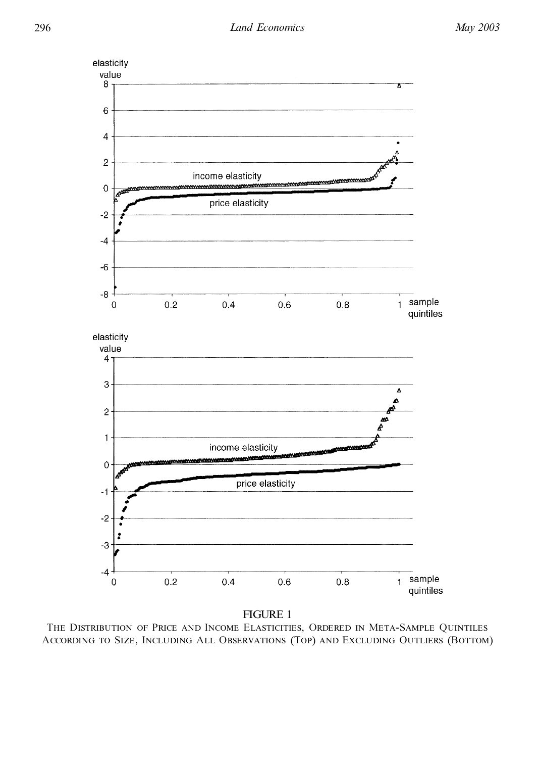FIGURE 1

THE DISTRIBUTION OF PRICE AND INCOME ELASTICITIES, ORDERED IN META-SAMPLE QUINTILES ACCORDING TO SIZE, INCLUDING ALL OBSERVATIONS (TOP) AND EXCLUDING OUTLIERS (BOTTOM)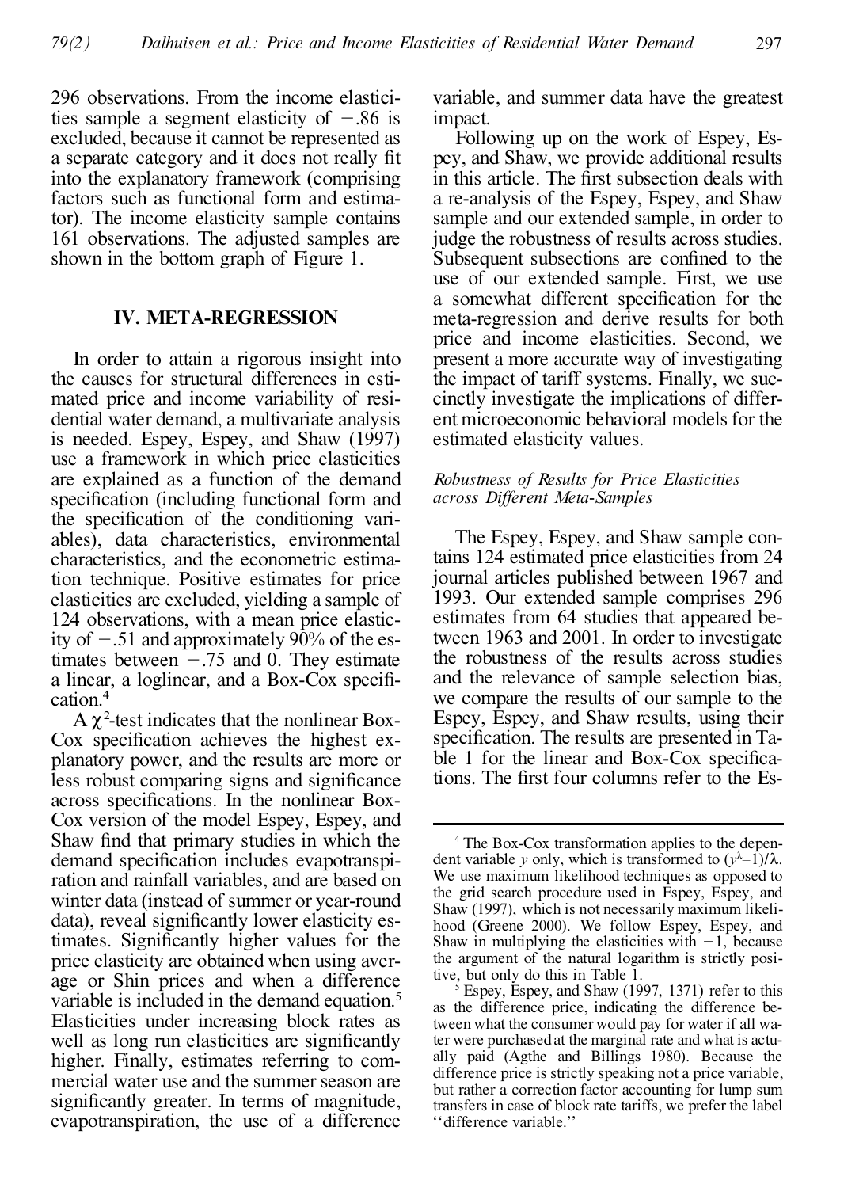296 observations. From the income elasticities sample a segment elasticity of −.86 is excluded, because it cannot be represented as a separate category and it does not really fit into the explanatory framework (comprising factors such as functional form and estimator). The income elasticity sample contains 161 observations. The adjusted samples are shown in the bottom graph of Figure 1.

## IV. META-REGRESSION

In order to attain a rigorous insight into the causes for structural differences in estimated price and income variability of residential water demand, a multivariate analysis is needed. Espey, Espey, and Shaw (1997) use a framework in which price elasticities are explained as a function of the demand specification (including functional form and the specification of the conditioning variables), data characteristics, environmental characteristics, and the econometric estimation technique. Positive estimates for price elasticities are excluded, yielding a sample of 124 observations, with a mean price elasticity of −.51 and approximately 90% of the estimates between −.75 and 0. They estimate a linear, a loglinear, and a Box-Cox specification.[4]

A $\chi^2$-test indicates that the nonlinear Box-Cox specification achieves the highest explanatory power, and the results are more or less robust comparing signs and significance across specifications. In the nonlinear Box-Cox version of the model Espey, Espey, and Shaw find that primary studies in which the demand specification includes evapotranspiration and rainfall variables, and are based on winter data (instead of summer or year-round data), reveal significantly lower elasticity estimates. Significantly higher values for the price elasticity are obtained when using average or Shin prices and when a difference variable is included in the demand equation.[5] Elasticities under increasing block rates as well as long run elasticities are significantly higher. Finally, estimates referring to commercial water use and the summer season are significantly greater. In terms of magnitude, evapotranspiration, the use of a difference variable, and summer data have the greatest impact.

Following up on the work of Espey, Espey, and Shaw, we provide additional results in this article. The first subsection deals with a re-analysis of the Espey, Espey, and Shaw sample and our extended sample, in order to judge the robustness of results across studies. Subsequent subsections are confined to the use of our extended sample. First, we use a somewhat different specification for the meta-regression and derive results for both price and income elasticities. Second, we present a more accurate way of investigating the impact of tariff systems. Finally, we succinctly investigate the implications of different microeconomic behavioral models for the estimated elasticity values.

### *Robustness of Results for Price Elasticities across Different Meta-Samples*

The Espey, Espey, and Shaw sample contains 124 estimated price elasticities from 24 journal articles published between 1967 and 1993. Our extended sample comprises 296 estimates from 64 studies that appeared between 1963 and 2001. In order to investigate the robustness of the results across studies and the relevance of sample selection bias, we compare the results of our sample to the Espey, Espey, and Shaw results, using their specification. The results are presented in Table 1 for the linear and Box-Cox specifications. The first four columns refer to the Es-

---

[4] The Box-Cox transformation applies to the dependent variable $y$ only, which is transformed to $(y^{\lambda}-1)/\lambda$. We use maximum likelihood techniques as opposed to the grid search procedure used in Espey, Espey, and Shaw (1997), which is not necessarily maximum likelihood (Greene 2000). We follow Espey, Espey, and Shaw in multiplying the elasticities with −1, because the argument of the natural logarithm is strictly positive, but only do this in Table 1.

[5] Espey, Espey, and Shaw (1997, 1371) refer to this as the difference price, indicating the difference between what the consumer would pay for water if all water were purchased at the marginal rate and what is actually paid (Agthe and Billings 1980). Because the difference price is strictly speaking not a price variable, but rather a correction factor accounting for lump sum transfers in case of block rate tariffs, we prefer the label ''difference variable.''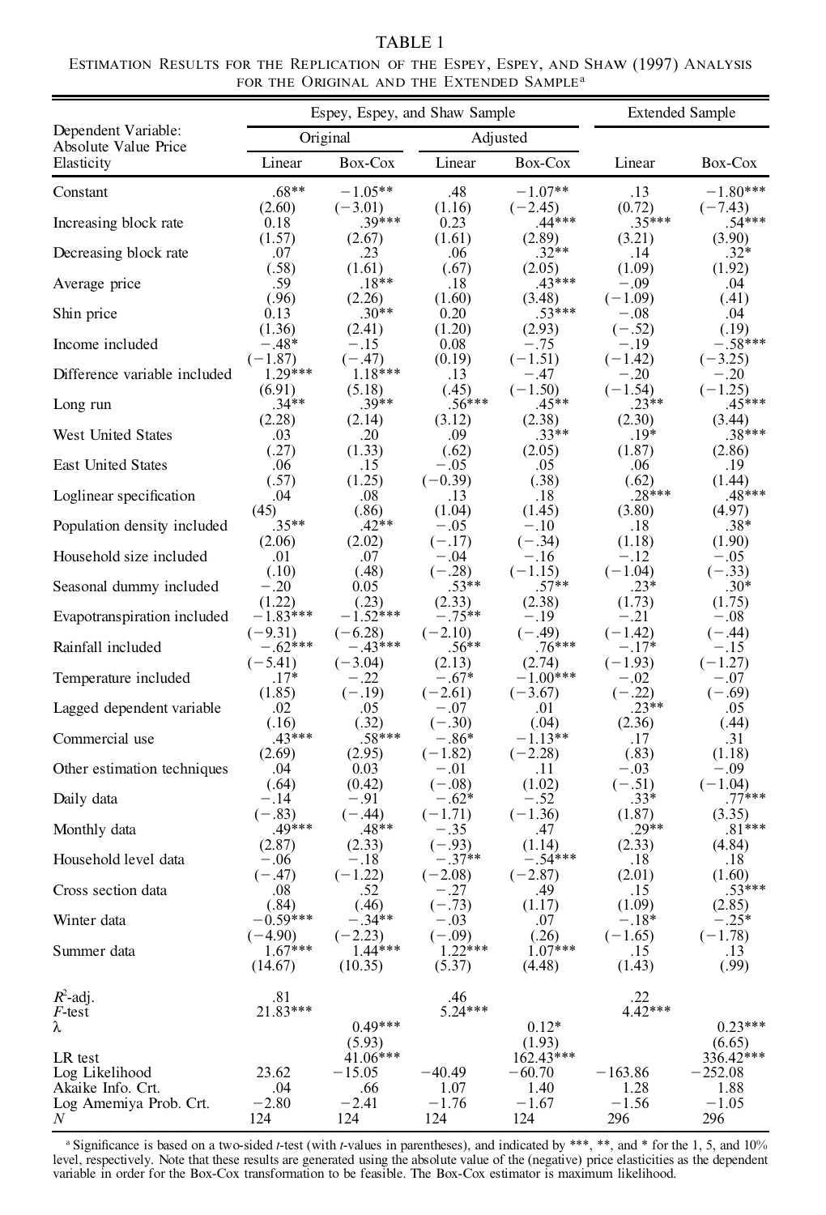TABLE 1

ESTIMATION RESULTS FOR THE REPLICATION OF THE ESPEY, ESPEY, AND SHAW (1997) ANALYSIS FOR THE ORIGINAL AND THE EXTENDED SAMPLE[a]

| Dependent Variable: Absolute Value Price Elasticity | Espey, Espey, and Shaw Sample | | | | Extended Sample | |
|---|---|---|---|---|---|---|
| | Original | | Adjusted | | | |
| | Linear | Box-Cox | Linear | Box-Cox | Linear | Box-Cox |
| Constant | .68** | −1.05** | .48 | −1.07** | .13 | −1.80*** |
| | (2.60) | (−3.01) | (1.16) | (−2.45) | (0.72) | (−7.43) |
| Increasing block rate | 0.18 | .39*** | 0.23 | .44*** | .35*** | .54*** |
| | (1.57) | (2.67) | (1.61) | (2.89) | (3.21) | (3.90) |
| Decreasing block rate | .07 | .23 | .06 | .32** | .14 | .32* |
| | (.58) | (1.61) | (.67) | (2.05) | (1.09) | (1.92) |
| Average price | .59 | .18** | .18 | .43*** | −.09 | .04 |
| | (.96) | (2.26) | (1.60) | (3.48) | (−1.09) | (.41) |
| Shin price | 0.13 | .30** | 0.20 | .53*** | −.08 | .04 |
| | (1.36) | (2.41) | (1.20) | (2.93) | (−.52) | (.19) |
| Income included | −.48* | −.15 | 0.08 | −.75 | −.19 | −.58*** |
| | (−1.87) | (−.47) | (0.19) | (−1.51) | (−1.42) | (−3.25) |
| Difference variable included | 1.29*** | 1.18*** | .13 | −.47 | −.20 | −.20 |
| | (6.91) | (5.18) | (.45) | (−1.50) | (−1.54) | (−1.25) |
| Long run | .34** | .39** | .56*** | .45** | .23** | .45*** |
| | (2.28) | (2.14) | (3.12) | (2.38) | (2.30) | (3.44) |
| West United States | .03 | .20 | .09 | .33** | .19* | .38*** |
| | (.27) | (1.33) | (.62) | (2.05) | (1.87) | (2.86) |
| East United States | .06 | .15 | −.05 | .05 | .06 | .19 |
| | (.57) | (1.25) | (−0.39) | (.38) | (.62) | (1.44) |
| Loglinear specification | .04 | .08 | .13 | .18 | .28*** | .48*** |
| | (45) | (.86) | (1.04) | (1.45) | (3.80) | (4.97) |
| Population density included | .35** | .42** | −.05 | −.10 | .18 | .38* |
| | (2.06) | (2.02) | (−.17) | (−.34) | (1.18) | (1.90) |
| Household size included | .01 | .07 | −.04 | −.16 | −.12 | −.05 |
| | (.10) | (.48) | (−.28) | (−1.15) | (−1.04) | (−.33) |
| Seasonal dummy included | −.20 | 0.05 | .53** | .57** | .23* | .30* |
| | (1.22) | (.23) | (2.33) | (2.38) | (1.73) | (1.75) |
| Evapotranspiration included | −1.83*** | −1.52*** | −.75** | −.19 | −.21 | −.08 |
| | (−9.31) | (−6.28) | (−2.10) | (−.49) | (−1.42) | (−.44) |
| Rainfall included | −.62*** | −.43*** | .56** | .76*** | −.17* | −.15 |
| | (−5.41) | (−3.04) | (2.13) | (2.74) | (−1.93) | (−1.27) |
| Temperature included | .17* | −.22 | −.67* | −1.00*** | −.02 | −.07 |
| | (1.85) | (−.19) | (−2.61) | (−3.67) | (−.22) | (−.69) |
| Lagged dependent variable | .02 | .05 | −.07 | .01 | .23** | .05 |
| | (.16) | (.32) | (−.30) | (.04) | (2.36) | (.44) |
| Commercial use | .43*** | .58*** | −.86* | −1.13** | .17 | .31 |
| | (2.69) | (2.95) | (−1.82) | (−2.28) | (.83) | (1.18) |
| Other estimation techniques | .04 | 0.03 | −.01 | .11 | −.03 | −.09 |
| | (.64) | (0.42) | (−.08) | (1.02) | (−.51) | (−1.04) |
| Daily data | −.14 | −.91 | −.62* | −.52 | .33* | .77*** |
| | (−.83) | (−.44) | (−1.71) | (−1.36) | (1.87) | (3.35) |
| Monthly data | .49*** | .48** | −.35 | .47 | .29** | .81*** |
| | (2.87) | (2.33) | (−.93) | (1.14) | (2.33) | (4.84) |
| Household level data | −.06 | −.18 | −.37** | −.54*** | .18 | .18 |
| | (−.47) | (−1.22) | (−2.08) | (−2.87) | (2.01) | (1.60) |
| Cross section data | .08 | .52 | −.27 | .49 | .15 | .53*** |
| | (.84) | (.46) | (−.73) | (1.17) | (1.09) | (2.85) |
| Winter data | −0.59*** | −.34** | −.03 | .07 | −.18* | −.25* |
| | (−4.90) | (−2.23) | (−.09) | (.26) | (−1.65) | (−1.78) |
| Summer data | 1.67*** | 1.44*** | 1.22*** | 1.07*** | .15 | .13 |
| | (14.67) | (10.35) | (5.37) | (4.48) | (1.43) | (.99) |
| $R^2$-adj. | .81 | | .46 | | .22 | |
| $F$-test | 21.83*** | | 5.24*** | | 4.42*** | |
| $\lambda$ | | 0.49*** | | 0.12* | | 0.23*** |
| | | (5.93) | | (1.93) | | (6.65) |
| LR test | | 41.06*** | | 162.43*** | | 336.42*** |
| Log Likelihood | 23.62 | −15.05 | −40.49 | −60.70 | −163.86 | −252.08 |
| Akaike Info. Crt. | .04 | .66 | 1.07 | 1.40 | 1.28 | 1.88 |
| Log Amemiya Prob. Crt. | −2.80 | −2.41 | −1.76 | −1.67 | −1.56 | −1.05 |
| $N$ | 124 | 124 | 124 | 124 | 296 | 296 |

[a] Significance is based on a two-sided $t$-test (with $t$-values in parentheses), and indicated by ***, **, and * for the 1, 5, and 10% level, respectively. Note that these results are generated using the absolute value of the (negative) price elasticities as the dependent variable in order for the Box-Cox transformation to be feasible. The Box-Cox estimator is maximum likelihood.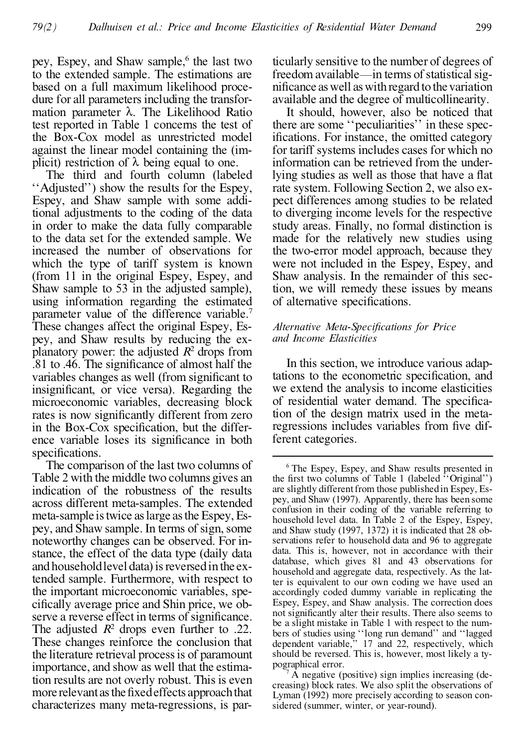pey, Espey, and Shaw sample,[6] the last two to the extended sample. The estimations are based on a full maximum likelihood procedure for all parameters including the transformation parameter $\lambda$. The Likelihood Ratio test reported in Table 1 concerns the test of the Box-Cox model as unrestricted model against the linear model containing the (implicit) restriction of $\lambda$ being equal to one.

The third and fourth column (labeled "Adjusted") show the results for the Espey, Espey, and Shaw sample with some additional adjustments to the coding of the data in order to make the data fully comparable to the data set for the extended sample. We increased the number of observations for which the type of tariff system is known (from 11 in the original Espey, Espey, and Shaw sample to 53 in the adjusted sample), using information regarding the estimated parameter value of the difference variable.[7] These changes affect the original Espey, Espey, and Shaw results by reducing the explanatory power: the adjusted $R^2$ drops from .81 to .46. The significance of almost half the variables changes as well (from significant to insignificant, or vice versa). Regarding the microeconomic variables, decreasing block rates is now significantly different from zero in the Box-Cox specification, but the difference variable loses its significance in both specifications.

The comparison of the last two columns of Table 2 with the middle two columns gives an indication of the robustness of the results across different meta-samples. The extended meta-sample is twice as large as the Espey, Espey, and Shaw sample. In terms of sign, some noteworthy changes can be observed. For instance, the effect of the data type (daily data and household level data) is reversed in the extended sample. Furthermore, with respect to the important microeconomic variables, specifically average price and Shin price, we observe a reverse effect in terms of significance. The adjusted $R^2$ drops even further to .22. These changes reinforce the conclusion that the literature retrieval process is of paramount importance, and show as well that the estimation results are not overly robust. This is even more relevant as the fixed effects approach that characterizes many meta-regressions, is particularly sensitive to the number of degrees of freedom available—in terms of statistical significance as well as with regard to the variation available and the degree of multicollinearity.

It should, however, also be noticed that there are some "peculiarities" in these specifications. For instance, the omitted category for tariff systems includes cases for which no information can be retrieved from the underlying studies as well as those that have a flat rate system. Following Section 2, we also expect differences among studies to be related to diverging income levels for the respective study areas. Finally, no formal distinction is made for the relatively new studies using the two-error model approach, because they were not included in the Espey, Espey, and Shaw analysis. In the remainder of this section, we will remedy these issues by means of alternative specifications.

### *Alternative Meta-Specifications for Price and Income Elasticities*

In this section, we introduce various adaptations to the econometric specification, and we extend the analysis to income elasticities of residential water demand. The specification of the design matrix used in the meta-regressions includes variables from five different categories.

---

[6] The Espey, Espey, and Shaw results presented in the first two columns of Table 1 (labeled "Original") are slightly different from those published in Espey, Espey, and Shaw (1997). Apparently, there has been some confusion in their coding of the variable referring to household level data. In Table 2 of the Espey, Espey, and Shaw study (1997, 1372) it is indicated that 28 observations refer to household data and 96 to aggregate data. This is, however, not in accordance with their database, which gives 81 and 43 observations for household and aggregate data, respectively. As the latter is equivalent to our own coding we have used an accordingly coded dummy variable in replicating the Espey, Espey, and Shaw analysis. The correction does not significantly alter their results. There also seems to be a slight mistake in Table 1 with respect to the numbers of studies using "long run demand" and "lagged dependent variable," 17 and 22, respectively, which should be reversed. This is, however, most likely a typographical error.

[7] A negative (positive) sign implies increasing (decreasing) block rates. We also split the observations of Lyman (1992) more precisely according to season considered (summer, winter, or year-round).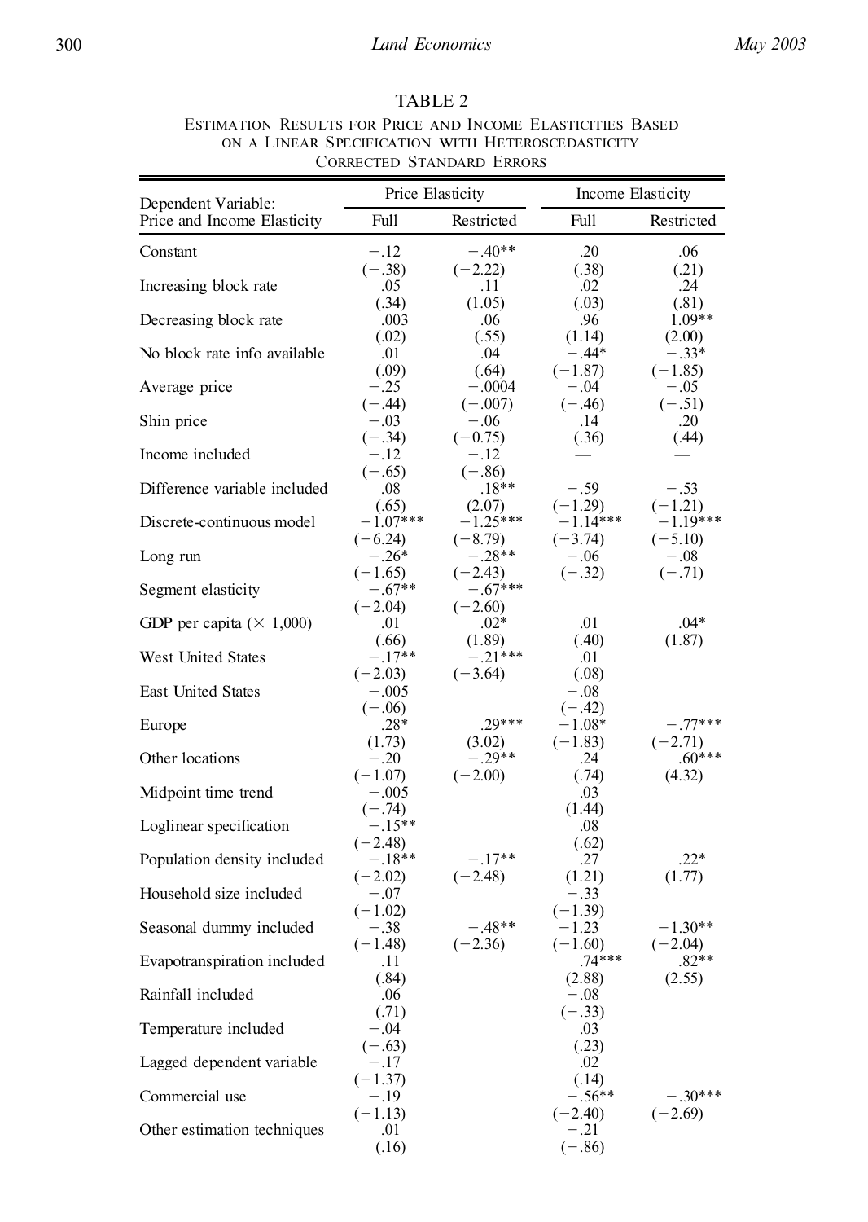TABLE 2

Estimation Results for Price and Income Elasticities Based on a Linear Specification with Heteroscedasticity Corrected Standard Errors

| Dependent Variable: Price and Income Elasticity | Price Elasticity | | Income Elasticity | |
|---|---|---|---|---|
| | Full | Restricted | Full | Restricted |
| Constant | −.12 | −.40** | .20 | .06 |
| | (−.38) | (−2.22) | (.38) | (.21) |
| Increasing block rate | .05 | .11 | .02 | .24 |
| | (.34) | (1.05) | (.03) | (.81) |
| Decreasing block rate | .003 | .06 | .96 | 1.09** |
| | (.02) | (.55) | (1.14) | (2.00) |
| No block rate info available | .01 | .04 | −.44* | −.33* |
| | (.09) | (.64) | (−1.87) | (−1.85) |
| Average price | −.25 | −.0004 | −.04 | −.05 |
| | (−.44) | (−.007) | (−.46) | (−.51) |
| Shin price | −.03 | −.06 | .14 | .20 |
| | (−.34) | (−0.75) | (.36) | (.44) |
| Income included | −.12 | −.12 | — | — |
| | (−.65) | (−.86) | | |
| Difference variable included | .08 | .18** | −.59 | −.53 |
| | (.65) | (2.07) | (−1.29) | (−1.21) |
| Discrete-continuous model | −1.07*** | −1.25*** | −1.14*** | −1.19*** |
| | (−6.24) | (−8.79) | (−3.74) | (−5.10) |
| Long run | −.26* | −.28** | −.06 | −.08 |
| | (−1.65) | (−2.43) | (−.32) | (−.71) |
| Segment elasticity | −.67** | −.67*** | — | — |
| | (−2.04) | (−2.60) | | |
| GDP per capita (× 1,000) | .01 | .02* | .01 | .04* |
| | (.66) | (1.89) | (.40) | (1.87) |
| West United States | −.17** | −.21*** | .01 | |
| | (−2.03) | (−3.64) | (.08) | |
| East United States | −.005 | | −.08 | |
| | (−.06) | | (−.42) | |
| Europe | .28* | .29*** | −1.08* | −.77*** |
| | (1.73) | (3.02) | (−1.83) | (−2.71) |
| Other locations | −.20 | −.29** | .24 | .60*** |
| | (−1.07) | (−2.00) | (.74) | (4.32) |
| Midpoint time trend | −.005 | | .03 | |
| | (−.74) | | (1.44) | |
| Loglinear specification | −.15** | | .08 | |
| | (−2.48) | | (.62) | |
| Population density included | −.18** | −.17** | .27 | .22* |
| | (−2.02) | (−2.48) | (1.21) | (1.77) |
| Household size included | −.07 | | −.33 | |
| | (−1.02) | | (−1.39) | |
| Seasonal dummy included | −.38 | −.48** | −1.23 | −1.30** |
| | (−1.48) | (−2.36) | (−1.60) | (−2.04) |
| Evapotranspiration included | .11 | | .74*** | .82** |
| | (.84) | | (2.88) | (2.55) |
| Rainfall included | .06 | | −.08 | |
| | (.71) | | (−.33) | |
| Temperature included | −.04 | | .03 | |
| | (−.63) | | (.23) | |
| Lagged dependent variable | −.17 | | .02 | |
| | (−1.37) | | (.14) | |
| Commercial use | −.19 | | −.56** | −.30*** |
| | (−1.13) | | (−2.40) | (−2.69) |
| Other estimation techniques | .01 | | −.21 | |
| | (.16) | | (−.86) | |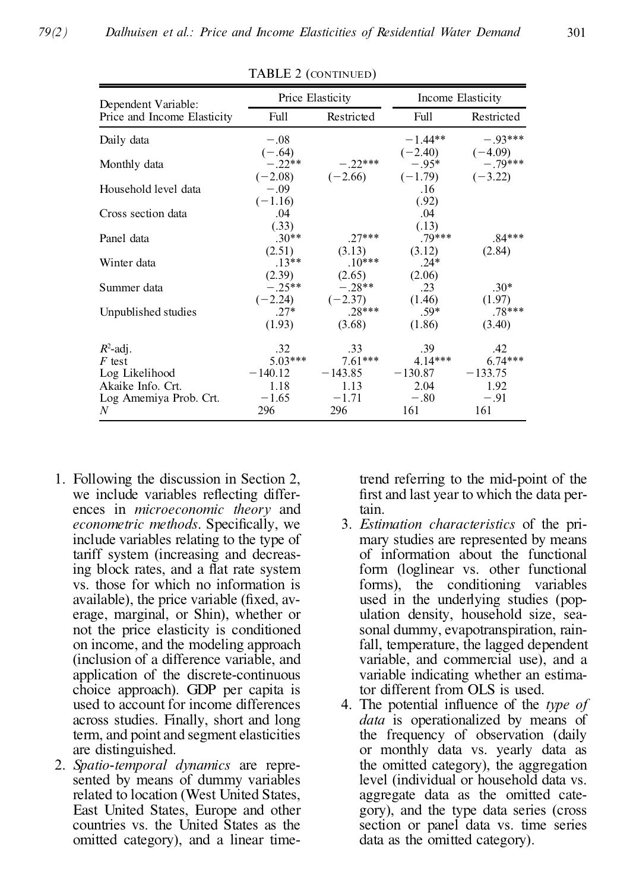TABLE 2 (CONTINUED)

| Dependent Variable: Price and Income Elasticity | Price Elasticity | | Income Elasticity | |
|---|---|---|---|---|
| | Full | Restricted | Full | Restricted |
| Daily data | −.08 | | −1.44** | −.93*** |
| | (−.64) | | (−2.40) | (−4.09) |
| Monthly data | −.22** | −.22*** | −.95* | −.79*** |
| | (−2.08) | (−2.66) | (−1.79) | (−3.22) |
| Household level data | −.09 | | .16 | |
| | (−1.16) | | (.92) | |
| Cross section data | .04 | | .04 | |
| | (.33) | | (.13) | |
| Panel data | .30** | .27*** | .79*** | .84*** |
| | (2.51) | (3.13) | (3.12) | (2.84) |
| Winter data | .13** | .10*** | .24* | |
| | (2.39) | (2.65) | (2.06) | |
| Summer data | −.25** | −.28** | .23 | .30* |
| | (−2.24) | (−2.37) | (1.46) | (1.97) |
| Unpublished studies | .27* | .28*** | .59* | .78*** |
| | (1.93) | (3.68) | (1.86) | (3.40) |
| $R^2$-adj. | .32 | .33 | .39 | .42 |
| $F$ test | 5.03*** | 7.61*** | 4.14*** | 6.74*** |
| Log Likelihood | −140.12 | −143.85 | −130.87 | −133.75 |
| Akaike Info. Crt. | 1.18 | 1.13 | 2.04 | 1.92 |
| Log Amemiya Prob. Crt. | −1.65 | −1.71 | −.80 | −.91 |
| $N$ | 296 | 296 | 161 | 161 |

1. Following the discussion in Section 2, we include variables reflecting differences in *microeconomic theory* and *econometric methods*. Specifically, we include variables relating to the type of tariff system (increasing and decreasing block rates, and a flat rate system vs. those for which no information is available), the price variable (fixed, average, marginal, or Shin), whether or not the price elasticity is conditioned on income, and the modeling approach (inclusion of a difference variable, and application of the discrete-continuous choice approach). GDP per capita is used to account for income differences across studies. Finally, short and long term, and point and segment elasticities are distinguished.
2. *Spatio-temporal dynamics* are represented by means of dummy variables related to location (West United States, East United States, Europe and other countries vs. the United States as the omitted category), and a linear time-trend referring to the mid-point of the first and last year to which the data pertain.
3. *Estimation characteristics* of the primary studies are represented by means of information about the functional form (loglinear vs. other functional forms), the conditioning variables used in the underlying studies (population density, household size, seasonal dummy, evapotranspiration, rainfall, temperature, the lagged dependent variable, and commercial use), and a variable indicating whether an estimator different from OLS is used.
4. The potential influence of the *type of data* is operationalized by means of the frequency of observation (daily or monthly data vs. yearly data as the omitted category), the aggregation level (individual or household data vs. aggregate data as the omitted category), and the type data series (cross section or panel data vs. time series data as the omitted category).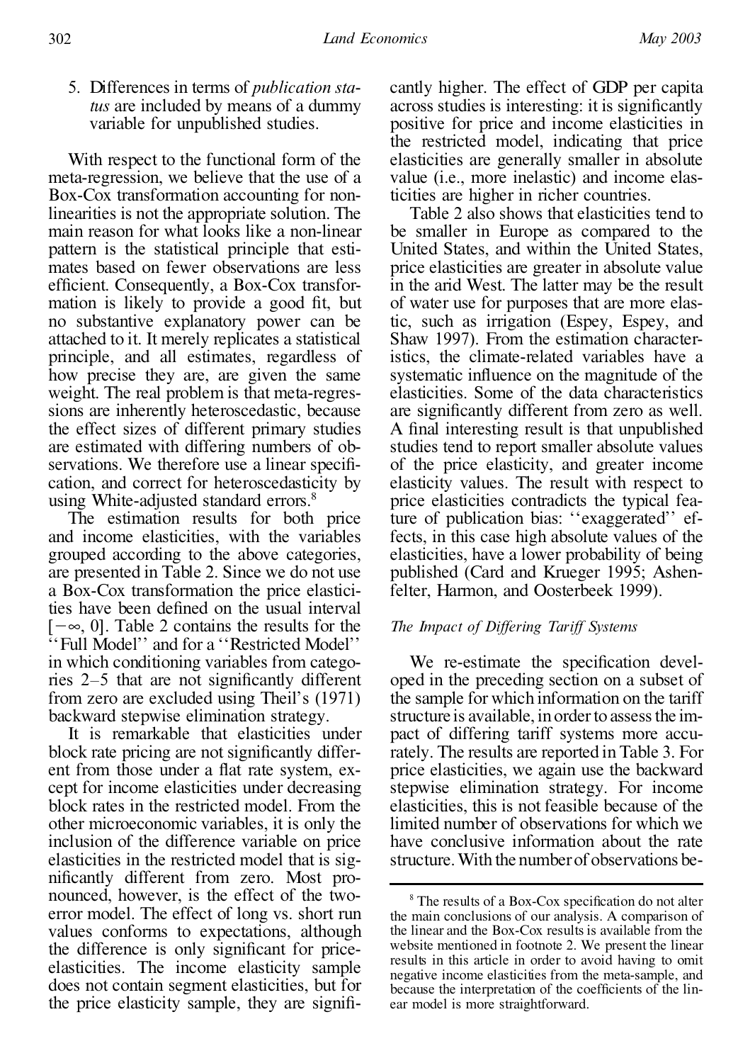5. Differences in terms of *publication status* are included by means of a dummy variable for unpublished studies.

With respect to the functional form of the meta-regression, we believe that the use of a Box-Cox transformation accounting for non-linearities is not the appropriate solution. The main reason for what looks like a non-linear pattern is the statistical principle that estimates based on fewer observations are less efficient. Consequently, a Box-Cox transformation is likely to provide a good fit, but no substantive explanatory power can be attached to it. It merely replicates a statistical principle, and all estimates, regardless of how precise they are, are given the same weight. The real problem is that meta-regressions are inherently heteroscedastic, because the effect sizes of different primary studies are estimated with differing numbers of observations. We therefore use a linear specification, and correct for heteroscedasticity by using White-adjusted standard errors.[8]

The estimation results for both price and income elasticities, with the variables grouped according to the above categories, are presented in Table 2. Since we do not use a Box-Cox transformation the price elasticities have been defined on the usual interval $[-\infty, 0]$. Table 2 contains the results for the "Full Model" and for a "Restricted Model" in which conditioning variables from categories 2–5 that are not significantly different from zero are excluded using Theil's (1971) backward stepwise elimination strategy.

It is remarkable that elasticities under block rate pricing are not significantly different from those under a flat rate system, except for income elasticities under decreasing block rates in the restricted model. From the other microeconomic variables, it is only the inclusion of the difference variable on price elasticities in the restricted model that is significantly different from zero. Most pronounced, however, is the effect of the two-error model. The effect of long vs. short run values conforms to expectations, although the difference is only significant for price-elasticities. The income elasticity sample does not contain segment elasticities, but for the price elasticity sample, they are significantly higher. The effect of GDP per capita across studies is interesting: it is significantly positive for price and income elasticities in the restricted model, indicating that price elasticities are generally smaller in absolute value (i.e., more inelastic) and income elasticities are higher in richer countries.

Table 2 also shows that elasticities tend to be smaller in Europe as compared to the United States, and within the United States, price elasticities are greater in absolute value in the arid West. The latter may be the result of water use for purposes that are more elastic, such as irrigation (Espey, Espey, and Shaw 1997). From the estimation characteristics, the climate-related variables have a systematic influence on the magnitude of the elasticities. Some of the data characteristics are significantly different from zero as well. A final interesting result is that unpublished studies tend to report smaller absolute values of the price elasticity, and greater income elasticity values. The result with respect to price elasticities contradicts the typical feature of publication bias: "exaggerated" effects, in this case high absolute values of the elasticities, have a lower probability of being published (Card and Krueger 1995; Ashenfelter, Harmon, and Oosterbeek 1999).

### *The Impact of Differing Tariff Systems*

We re-estimate the specification developed in the preceding section on a subset of the sample for which information on the tariff structure is available, in order to assess the impact of differing tariff systems more accurately. The results are reported in Table 3. For price elasticities, we again use the backward stepwise elimination strategy. For income elasticities, this is not feasible because of the limited number of observations for which we have conclusive information about the rate structure. With the number of observations be-

---

[8] The results of a Box-Cox specification do not alter the main conclusions of our analysis. A comparison of the linear and the Box-Cox results is available from the website mentioned in footnote 2. We present the linear results in this article in order to avoid having to omit negative income elasticities from the meta-sample, and because the interpretation of the coefficients of the linear model is more straightforward.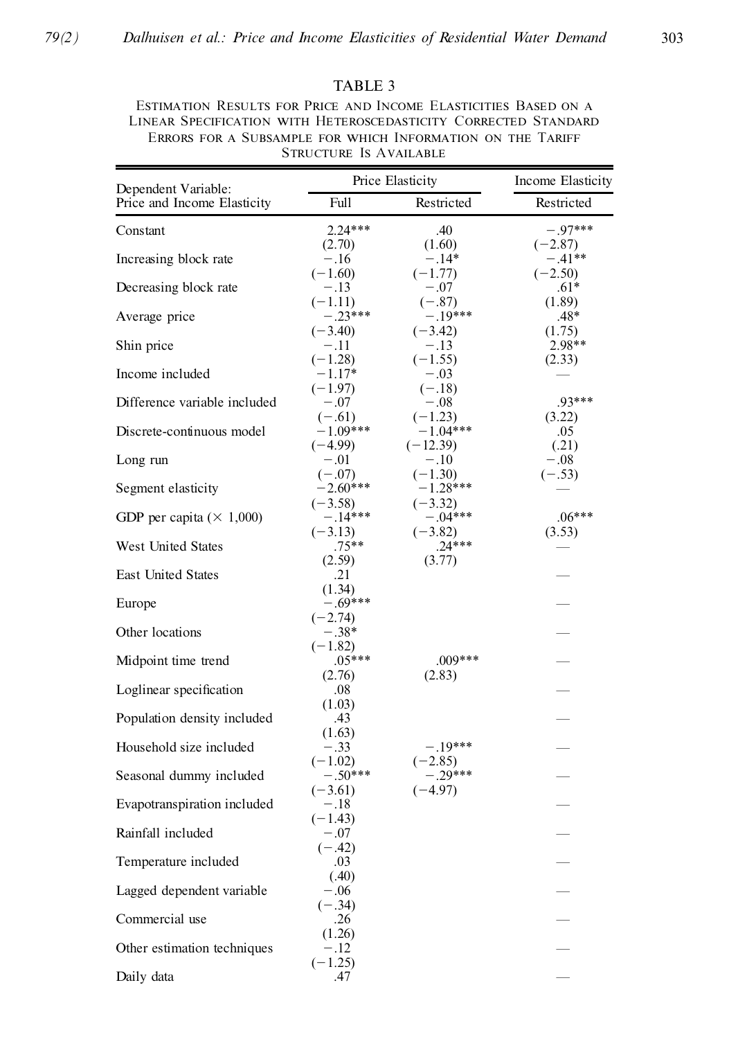TABLE 3

Estimation Results for Price and Income Elasticities Based on a Linear Specification with Heteroscedasticity Corrected Standard Errors for a Subsample for which Information on the Tariff Structure Is Available

| Dependent Variable: Price and Income Elasticity | Price Elasticity | | Income Elasticity |
|---|---|---|---|
| | Full | Restricted | Restricted |
| Constant | 2.24*** (2.70) | .40 (1.60) | −.97*** (−2.87) |
| Increasing block rate | −.16 (−1.60) | −.14* (−1.77) | −.41** (−2.50) |
| Decreasing block rate | −.13 (−1.11) | −.07 (−.87) | .61* (1.89) |
| Average price | −.23*** (−3.40) | −.19*** (−3.42) | .48* (1.75) |
| Shin price | −.11 (−1.28) | −.13 (−1.55) | 2.98** (2.33) |
| Income included | −1.17* (−1.97) | −.03 (−.18) | — |
| Difference variable included | −.07 (−.61) | −.08 (−1.23) | .93*** (3.22) |
| Discrete-continuous model | −1.09*** (−4.99) | −1.04*** (−12.39) | .05 (.21) |
| Long run | −.01 (−.07) | −.10 (−1.30) | −.08 (−.53) |
| Segment elasticity | −2.60*** (−3.58) | −1.28*** (−3.32) | — |
| GDP per capita (× 1,000) | −.14*** (−3.13) | −.04*** (−3.82) | .06*** (3.53) |
| West United States | .75** (2.59) | .24*** (3.77) | — |
| East United States | .21 (1.34) | | — |
| Europe | −.69*** (−2.74) | | — |
| Other locations | −.38* (−1.82) | | — |
| Midpoint time trend | .05*** (2.76) | .009*** (2.83) | — |
| Loglinear specification | .08 (1.03) | | — |
| Population density included | .43 (1.63) | | — |
| Household size included | −.33 (−1.02) | −.19*** (−2.85) | — |
| Seasonal dummy included | −.50*** (−3.61) | −.29*** (−4.97) | — |
| Evapotranspiration included | −.18 (−1.43) | | — |
| Rainfall included | −.07 (−.42) | | — |
| Temperature included | .03 (.40) | | — |
| Lagged dependent variable | −.06 (−.34) | | — |
| Commercial use | .26 (1.26) | | — |
| Other estimation techniques | −.12 (−1.25) | | — |
| Daily data | .47 | | — |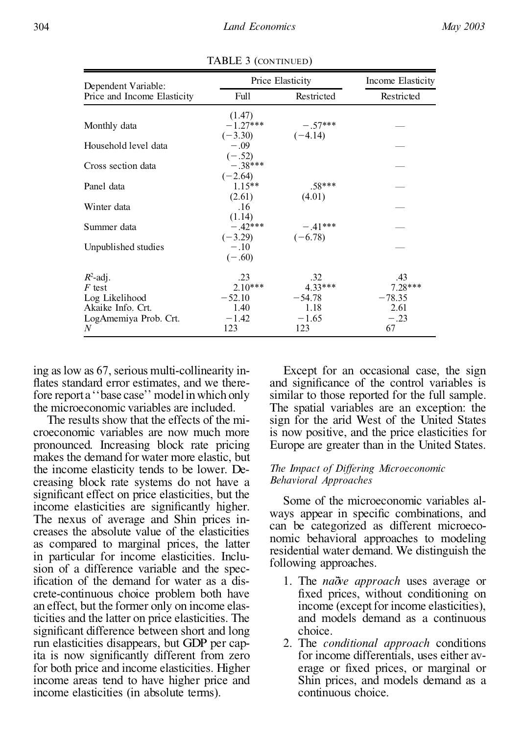TABLE 3 (CONTINUED)

| Dependent Variable: Price and Income Elasticity | Price Elasticity | | Income Elasticity |
|---|---|---|---|
| | Full | Restricted | Restricted |
| | (1.47) | | |
| Monthly data | −1.27*** | −.57*** | — |
| | (−3.30) | (−4.14) | |
| Household level data | −.09 | | — |
| | (−.52) | | |
| Cross section data | −.38*** | | — |
| | (−2.64) | | |
| Panel data | 1.15** | .58*** | — |
| | (2.61) | (4.01) | |
| Winter data | .16 | | — |
| | (1.14) | | |
| Summer data | −.42*** | −.41*** | — |
| | (−3.29) | (−6.78) | |
| Unpublished studies | −.10 | | — |
| | (−.60) | | |
| $R^2$-adj. | .23 | .32 | .43 |
| $F$ test | 2.10*** | 4.33*** | 7.28*** |
| Log Likelihood | −52.10 | −54.78 | −78.35 |
| Akaike Info. Crt. | 1.40 | 1.18 | 2.61 |
| LogAmemiya Prob. Crt. | −1.42 | −1.65 | −.23 |
| $N$ | 123 | 123 | 67 |

ing as low as 67, serious multi-collinearity inflates standard error estimates, and we therefore report a ''base case'' model in which only the microeconomic variables are included.

The results show that the effects of the microeconomic variables are now much more pronounced. Increasing block rate pricing makes the demand for water more elastic, but the income elasticity tends to be lower. Decreasing block rate systems do not have a significant effect on price elasticities, but the income elasticities are significantly higher. The nexus of average and Shin prices increases the absolute value of the elasticities as compared to marginal prices, the latter in particular for income elasticities. Inclusion of a difference variable and the specification of the demand for water as a discrete-continuous choice problem both have an effect, but the former only on income elasticities and the latter on price elasticities. The significant difference between short and long run elasticities disappears, but GDP per capita is now significantly different from zero for both price and income elasticities. Higher income areas tend to have higher price and income elasticities (in absolute terms).

Except for an occasional case, the sign and significance of the control variables is similar to those reported for the full sample. The spatial variables are an exception: the sign for the arid West of the United States is now positive, and the price elasticities for Europe are greater than in the United States.

### *The Impact of Differing Microeconomic Behavioral Approaches*

Some of the microeconomic variables always appear in specific combinations, and can be categorized as different microeconomic behavioral approaches to modeling residential water demand. We distinguish the following approaches.

1. The *naïve approach* uses average or fixed prices, without conditioning on income (except for income elasticities), and models demand as a continuous choice.
2. The *conditional approach* conditions for income differentials, uses either average or fixed prices, or marginal or Shin prices, and models demand as a continuous choice.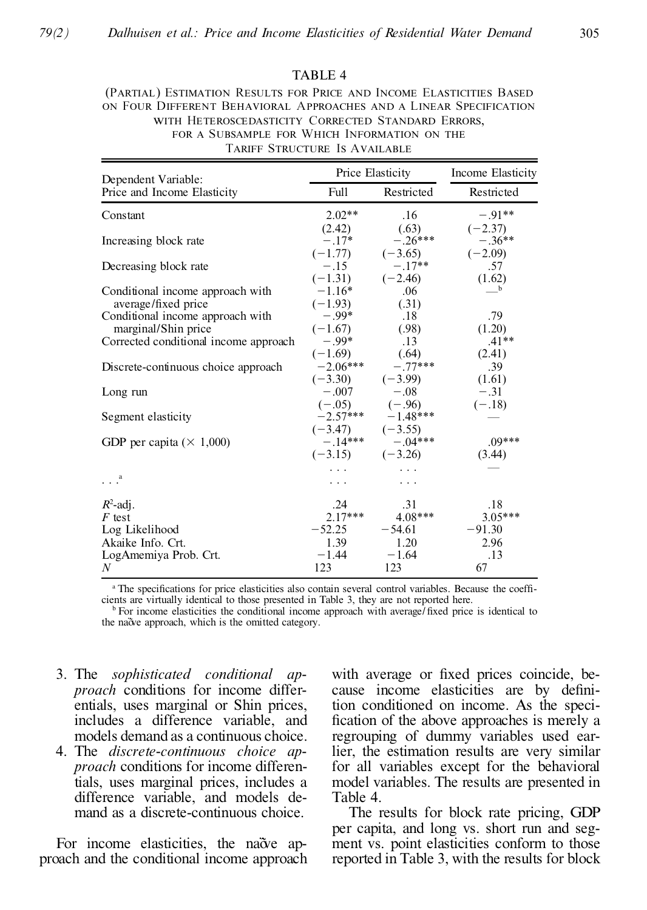TABLE 4

(Partial) Estimation Results for Price and Income Elasticities Based on Four Different Behavioral Approaches and a Linear Specification with Heteroscedasticity Corrected Standard Errors, for a Subsample for Which Information on the Tariff Structure Is Available

| Dependent Variable: Price and Income Elasticity | Price Elasticity Full | Price Elasticity Restricted | Income Elasticity Restricted |
|---|---|---|---|
| Constant | 2.02** | .16 | −.91** |
| | (2.42) | (.63) | (−2.37) |
| Increasing block rate | −.17* | −.26*** | −.36** |
| | (−1.77) | (−3.65) | (−2.09) |
| Decreasing block rate | −.15 | −.17** | .57 |
| | (−1.31) | (−2.46) | (1.62) |
| Conditional income approach with average/fixed price | −1.16* | .06 | —[b] |
| | (−1.93) | (.31) | |
| Conditional income approach with marginal/Shin price | −.99* | .18 | .79 |
| | (−1.67) | (.98) | (1.20) |
| Corrected conditional income approach | −.99* | .13 | .41** |
| | (−1.69) | (.64) | (2.41) |
| Discrete-continuous choice approach | −2.06*** | −.77*** | .39 |
| | (−3.30) | (−3.99) | (1.61) |
| Long run | −.007 | −.08 | −.31 |
| | (−.05) | (−.96) | (−.18) |
| Segment elasticity | −2.57*** | −1.48*** | — |
| | (−3.47) | (−3.55) | |
| GDP per capita (× 1,000) | −.14*** | −.04*** | .09*** |
| | (−3.15) | (−3.26) | (3.44) |
| | . . . | . . . | — |
| . . .[a] | . . . | . . . | |
| $R^2$-adj. | .24 | .31 | .18 |
| $F$ test | 2.17*** | 4.08*** | 3.05*** |
| Log Likelihood | −52.25 | −54.61 | −91.30 |
| Akaike Info. Crt. | 1.39 | 1.20 | 2.96 |
| LogAmemiya Prob. Crt. | −1.44 | −1.64 | .13 |
| $N$ | 123 | 123 | 67 |

[a] The specifications for price elasticities also contain several control variables. Because the coefficients are virtually identical to those presented in Table 3, they are not reported here.

[b] For income elasticities the conditional income approach with average/fixed price is identical to the naïve approach, which is the omitted category.

3. The *sophisticated conditional approach* conditions for income differentials, uses marginal or Shin prices, includes a difference variable, and models demand as a continuous choice.
4. The *discrete-continuous choice approach* conditions for income differentials, uses marginal prices, includes a difference variable, and models demand as a discrete-continuous choice.

For income elasticities, the naïve approach and the conditional income approach with average or fixed prices coincide, because income elasticities are by definition conditioned on income. As the specification of the above approaches is merely a regrouping of dummy variables used earlier, the estimation results are very similar for all variables except for the behavioral model variables. The results are presented in Table 4.

The results for block rate pricing, GDP per capita, and long vs. short run and segment vs. point elasticities conform to those reported in Table 3, with the results for block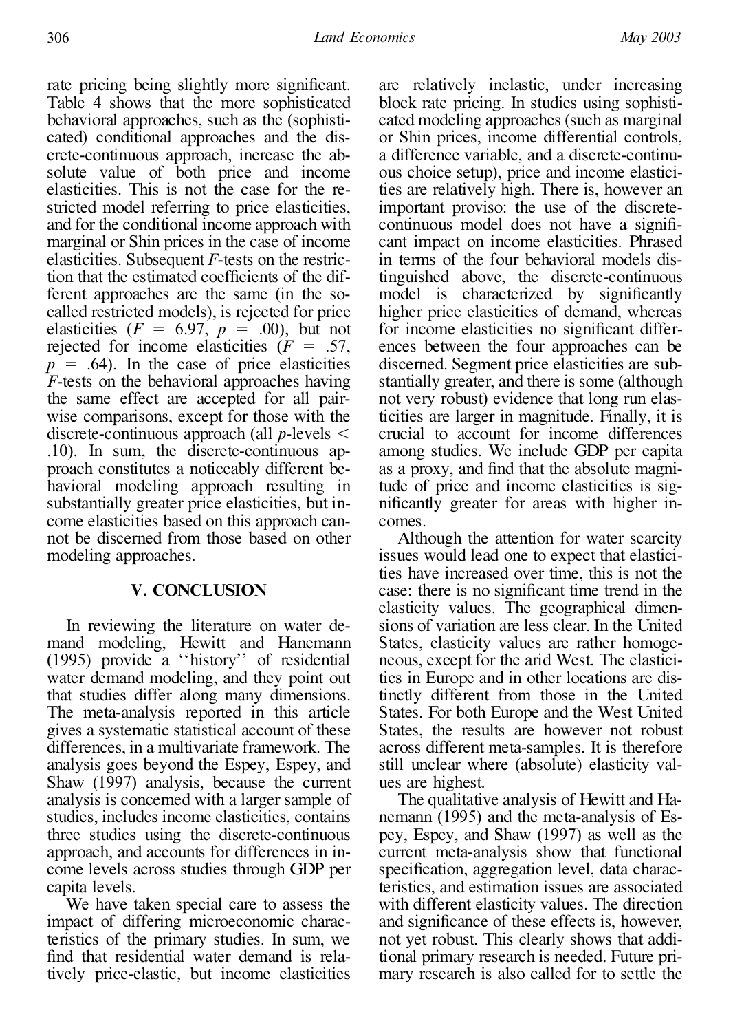rate pricing being slightly more significant. Table 4 shows that the more sophisticated behavioral approaches, such as the (sophisticated) conditional approaches and the discrete-continuous approach, increase the absolute value of both price and income elasticities. This is not the case for the restricted model referring to price elasticities, and for the conditional income approach with marginal or Shin prices in the case of income elasticities. Subsequent *F*-tests on the restriction that the estimated coefficients of the different approaches are the same (in the so-called restricted models), is rejected for price elasticities ($F = 6.97$, $p = .00$), but not rejected for income elasticities ($F = .57$, $p = .64$). In the case of price elasticities *F*-tests on the behavioral approaches having the same effect are accepted for all pairwise comparisons, except for those with the discrete-continuous approach (all *p*-levels $<$ .10). In sum, the discrete-continuous approach constitutes a noticeably different behavioral modeling approach resulting in substantially greater price elasticities, but income elasticities based on this approach cannot be discerned from those based on other modeling approaches.

## V. CONCLUSION

In reviewing the literature on water demand modeling, Hewitt and Hanemann (1995) provide a ''history'' of residential water demand modeling, and they point out that studies differ along many dimensions. The meta-analysis reported in this article gives a systematic statistical account of these differences, in a multivariate framework. The analysis goes beyond the Espey, Espey, and Shaw (1997) analysis, because the current analysis is concerned with a larger sample of studies, includes income elasticities, contains three studies using the discrete-continuous approach, and accounts for differences in income levels across studies through GDP per capita levels.

We have taken special care to assess the impact of differing microeconomic characteristics of the primary studies. In sum, we find that residential water demand is relatively price-elastic, but income elasticities are relatively inelastic, under increasing block rate pricing. In studies using sophisticated modeling approaches (such as marginal or Shin prices, income differential controls, a difference variable, and a discrete-continuous choice setup), price and income elasticities are relatively high. There is, however an important proviso: the use of the discrete-continuous model does not have a significant impact on income elasticities. Phrased in terms of the four behavioral models distinguished above, the discrete-continuous model is characterized by significantly higher price elasticities of demand, whereas for income elasticities no significant differences between the four approaches can be discerned. Segment price elasticities are substantially greater, and there is some (although not very robust) evidence that long run elasticities are larger in magnitude. Finally, it is crucial to account for income differences among studies. We include GDP per capita as a proxy, and find that the absolute magnitude of price and income elasticities is significantly greater for areas with higher incomes.

Although the attention for water scarcity issues would lead one to expect that elasticities have increased over time, this is not the case: there is no significant time trend in the elasticity values. The geographical dimensions of variation are less clear. In the United States, elasticity values are rather homogeneous, except for the arid West. The elasticities in Europe and in other locations are distinctly different from those in the United States. For both Europe and the West United States, the results are however not robust across different meta-samples. It is therefore still unclear where (absolute) elasticity values are highest.

The qualitative analysis of Hewitt and Hanemann (1995) and the meta-analysis of Espey, Espey, and Shaw (1997) as well as the current meta-analysis show that functional specification, aggregation level, data characteristics, and estimation issues are associated with different elasticity values. The direction and significance of these effects is, however, not yet robust. This clearly shows that additional primary research is needed. Future primary research is also called for to settle the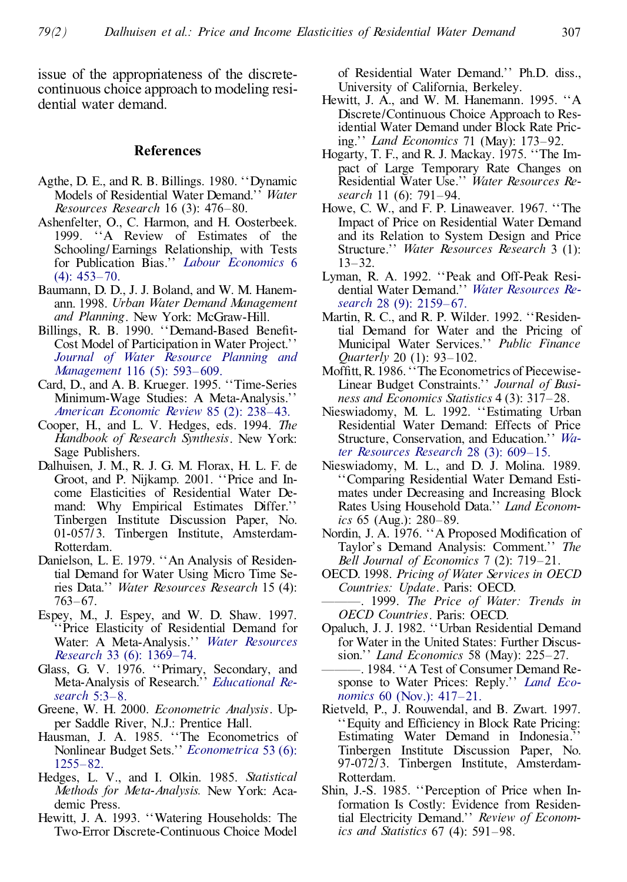issue of the appropriateness of the discrete-continuous choice approach to modeling residential water demand.

## References

Agthe, D. E., and R. B. Billings. 1980. ''Dynamic Models of Residential Water Demand.'' *Water Resources Research* 16 (3): 476–80.

Ashenfelter, O., C. Harmon, and H. Oosterbeek. 1999. ''A Review of Estimates of the Schooling/Earnings Relationship, with Tests for Publication Bias.'' *Labour Economics* 6 (4): 453–70.

Baumann, D. D., J. J. Boland, and W. M. Hanemann. 1998. *Urban Water Demand Management and Planning*. New York: McGraw-Hill.

Billings, R. B. 1990. ''Demand-Based Benefit-Cost Model of Participation in Water Project.'' *Journal of Water Resource Planning and Management* 116 (5): 593–609.

Card, D., and A. B. Krueger. 1995. ''Time-Series Minimum-Wage Studies: A Meta-Analysis.'' *American Economic Review* 85 (2): 238–43.

Cooper, H., and L. V. Hedges, eds. 1994. *The Handbook of Research Synthesis*. New York: Sage Publishers.

Dalhuisen, J. M., R. J. G. M. Florax, H. L. F. de Groot, and P. Nijkamp. 2001. ''Price and Income Elasticities of Residential Water Demand: Why Empirical Estimates Differ.'' Tinbergen Institute Discussion Paper, No. 01-057/3. Tinbergen Institute, Amsterdam-Rotterdam.

Danielson, L. E. 1979. ''An Analysis of Residential Demand for Water Using Micro Time Series Data.'' *Water Resources Research* 15 (4): 763–67.

Espey, M., J. Espey, and W. D. Shaw. 1997. ''Price Elasticity of Residential Demand for Water: A Meta-Analysis.'' *Water Resources Research* 33 (6): 1369–74.

Glass, G. V. 1976. ''Primary, Secondary, and Meta-Analysis of Research.'' *Educational Research* 5:3–8.

Greene, W. H. 2000. *Econometric Analysis*. Upper Saddle River, N.J.: Prentice Hall.

Hausman, J. A. 1985. ''The Econometrics of Nonlinear Budget Sets.'' *Econometrica* 53 (6): 1255–82.

Hedges, L. V., and I. Olkin. 1985. *Statistical Methods for Meta-Analysis.* New York: Academic Press.

Hewitt, J. A. 1993. ''Watering Households: The Two-Error Discrete-Continuous Choice Model of Residential Water Demand.'' Ph.D. diss., University of California, Berkeley.

Hewitt, J. A., and W. M. Hanemann. 1995. ''A Discrete/Continuous Choice Approach to Residential Water Demand under Block Rate Pricing.'' *Land Economics* 71 (May): 173–92.

Hogarty, T. F., and R. J. Mackay. 1975. ''The Impact of Large Temporary Rate Changes on Residential Water Use.'' *Water Resources Research* 11 (6): 791–94.

Howe, C. W., and F. P. Linaweaver. 1967. ''The Impact of Price on Residential Water Demand and its Relation to System Design and Price Structure.'' *Water Resources Research* 3 (1): 13–32.

Lyman, R. A. 1992. ''Peak and Off-Peak Residential Water Demand.'' *Water Resources Research* 28 (9): 2159–67.

Martin, R. C., and R. P. Wilder. 1992. ''Residential Demand for Water and the Pricing of Municipal Water Services.'' *Public Finance Quarterly* 20 (1): 93–102.

Moffitt, R. 1986. ''The Econometrics of Piecewise-Linear Budget Constraints.'' *Journal of Business and Economics Statistics* 4 (3): 317–28.

Nieswiadomy, M. L. 1992. ''Estimating Urban Residential Water Demand: Effects of Price Structure, Conservation, and Education.'' *Water Resources Research* 28 (3): 609–15.

Nieswiadomy, M. L., and D. J. Molina. 1989. ''Comparing Residential Water Demand Estimates under Decreasing and Increasing Block Rates Using Household Data.'' *Land Economics* 65 (Aug.): 280–89.

Nordin, J. A. 1976. ''A Proposed Modification of Taylor's Demand Analysis: Comment.'' *The Bell Journal of Economics* 7 (2): 719–21.

OECD. 1998. *Pricing of Water Services in OECD Countries: Update*. Paris: OECD.

———. 1999. *The Price of Water: Trends in OECD Countries*. Paris: OECD.

Opaluch, J. J. 1982. ''Urban Residential Demand for Water in the United States: Further Discussion.'' *Land Economics* 58 (May): 225–27.

———. 1984. ''A Test of Consumer Demand Response to Water Prices: Reply.'' *Land Economics* 60 (Nov.): 417–21.

Rietveld, P., J. Rouwendal, and B. Zwart. 1997. ''Equity and Efficiency in Block Rate Pricing: Estimating Water Demand in Indonesia.'' Tinbergen Institute Discussion Paper, No. 97-072/3. Tinbergen Institute, Amsterdam-Rotterdam.

Shin, J.-S. 1985. ''Perception of Price when Information Is Costly: Evidence from Residential Electricity Demand.'' *Review of Economics and Statistics* 67 (4): 591–98.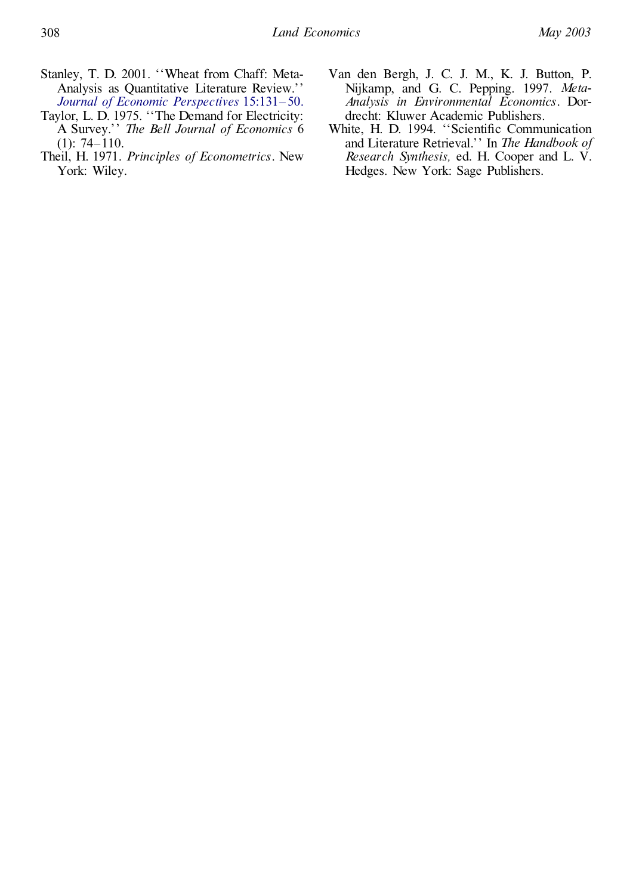Stanley, T. D. 2001. "Wheat from Chaff: Meta-Analysis as Quantitative Literature Review." *Journal of Economic Perspectives* 15:131–50.

Taylor, L. D. 1975. "The Demand for Electricity: A Survey." *The Bell Journal of Economics* 6 (1): 74–110.

Theil, H. 1971. *Principles of Econometrics*. New York: Wiley.

Van den Bergh, J. C. J. M., K. J. Button, P. Nijkamp, and G. C. Pepping. 1997. *Meta-Analysis in Environmental Economics*. Dordrecht: Kluwer Academic Publishers.

White, H. D. 1994. "Scientific Communication and Literature Retrieval." In *The Handbook of Research Synthesis,* ed. H. Cooper and L. V. Hedges. New York: Sage Publishers.